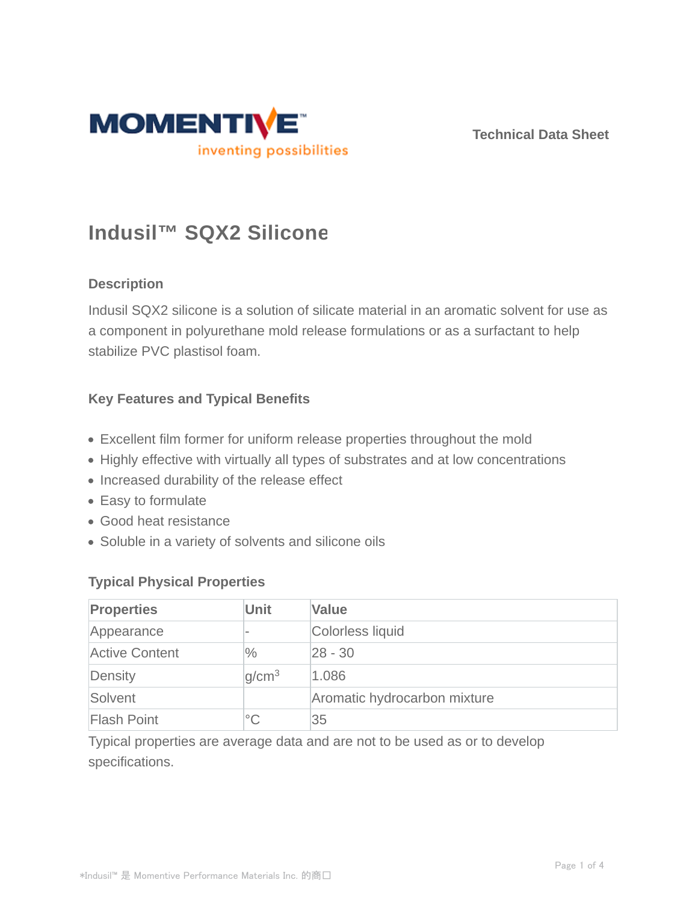MOMENTIVE™
inventing possibilities

Technical Data Sheet

# Indusil™ SQX2 Silicone

## Description

Indusil SQX2 silicone is a solution of silicate material in an aromatic solvent for use as a component in polyurethane mold release formulations or as a surfactant to help stabilize PVC plastisol foam.

## Key Features and Typical Benefits

- Excellent film former for uniform release properties throughout the mold
- Highly effective with virtually all types of substrates and at low concentrations
- Increased durability of the release effect
- Easy to formulate
- Good heat resistance
- Soluble in a variety of solvents and silicone oils

## Typical Physical Properties

| Properties | Unit | Value |
|---|---|---|
| Appearance | - | Colorless liquid |
| Active Content | % | 28 - 30 |
| Density | $g/cm^3$ | 1.086 |
| Solvent | | Aromatic hydrocarbon mixture |
| Flash Point | °C | 35 |

Typical properties are average data and are not to be used as or to develop specifications.

*Indusil™ 是 Momentive Performance Materials Inc. 的商口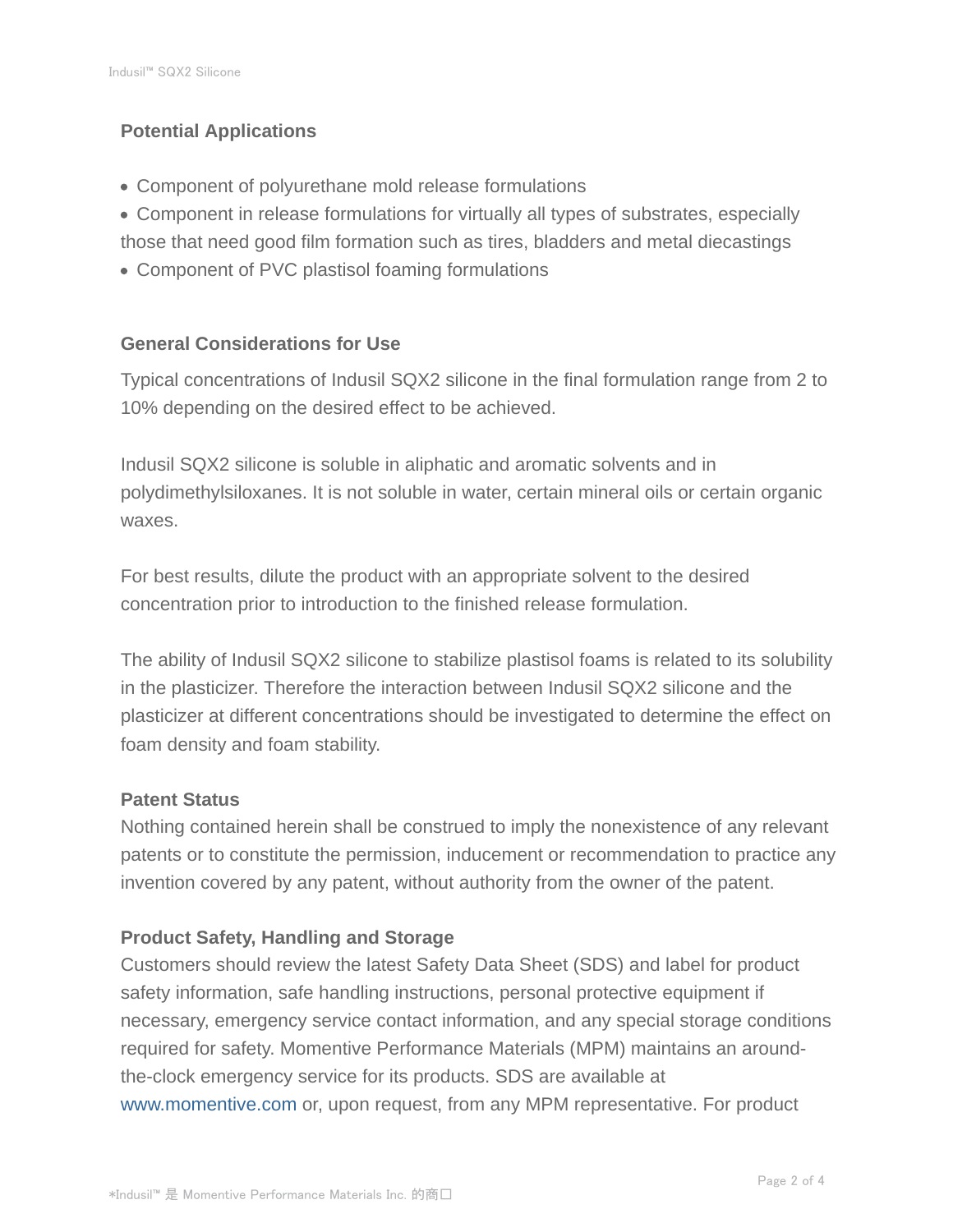## Potential Applications

- Component of polyurethane mold release formulations
- Component in release formulations for virtually all types of substrates, especially those that need good film formation such as tires, bladders and metal diecastings
- Component of PVC plastisol foaming formulations

## General Considerations for Use

Typical concentrations of Indusil SQX2 silicone in the final formulation range from 2 to 10% depending on the desired effect to be achieved.

Indusil SQX2 silicone is soluble in aliphatic and aromatic solvents and in polydimethylsiloxanes. It is not soluble in water, certain mineral oils or certain organic waxes.

For best results, dilute the product with an appropriate solvent to the desired concentration prior to introduction to the finished release formulation.

The ability of Indusil SQX2 silicone to stabilize plastisol foams is related to its solubility in the plasticizer. Therefore the interaction between Indusil SQX2 silicone and the plasticizer at different concentrations should be investigated to determine the effect on foam density and foam stability.

## Patent Status

Nothing contained herein shall be construed to imply the nonexistence of any relevant patents or to constitute the permission, inducement or recommendation to practice any invention covered by any patent, without authority from the owner of the patent.

## Product Safety, Handling and Storage

Customers should review the latest Safety Data Sheet (SDS) and label for product safety information, safe handling instructions, personal protective equipment if necessary, emergency service contact information, and any special storage conditions required for safety. Momentive Performance Materials (MPM) maintains an around-the-clock emergency service for its products. SDS are available at www.momentive.com or, upon request, from any MPM representative. For product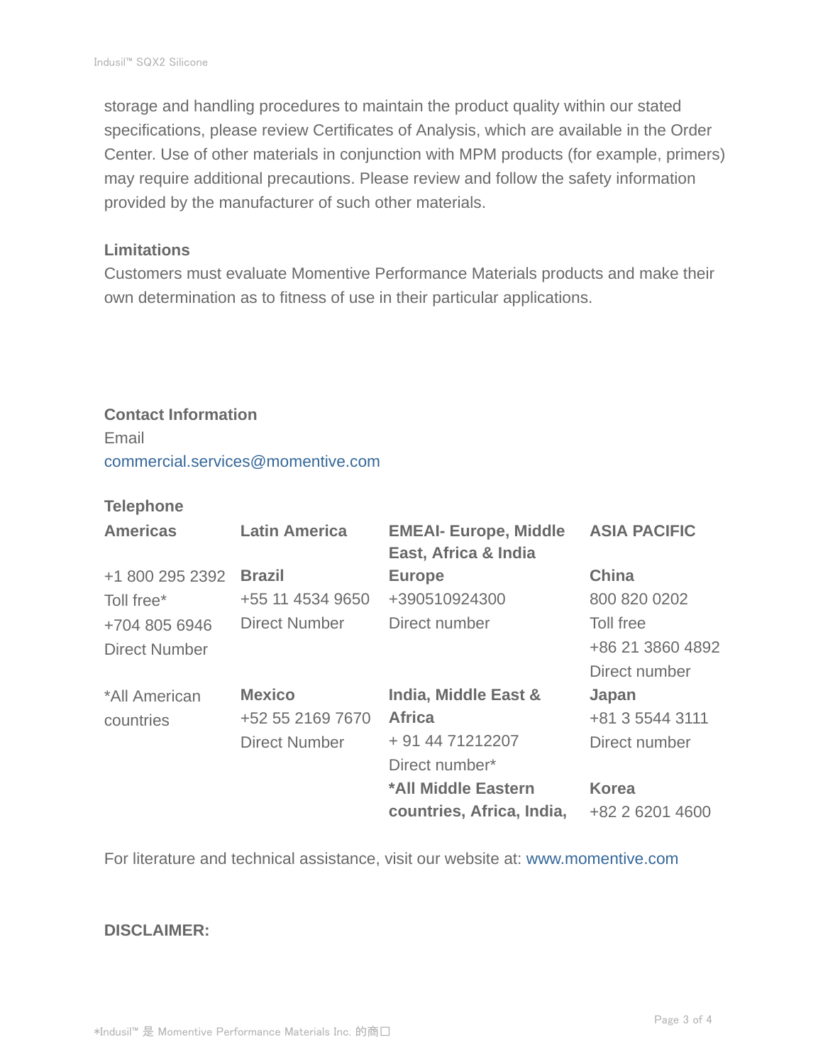storage and handling procedures to maintain the product quality within our stated specifications, please review Certificates of Analysis, which are available in the Order Center. Use of other materials in conjunction with MPM products (for example, primers) may require additional precautions. Please review and follow the safety information provided by the manufacturer of such other materials.

**Limitations**

Customers must evaluate Momentive Performance Materials products and make their own determination as to fitness of use in their particular applications.

**Contact Information**

Email

commercial.services@momentive.com

**Telephone**

| **Americas** | **Latin America** | **EMEAI- Europe, Middle East, Africa & India** | **ASIA PACIFIC** |
|---|---|---|---|
| +1 800 295 2392<br>Toll free*<br>+704 805 6946<br>Direct Number | **Brazil**<br>+55 11 4534 9650<br>Direct Number | **Europe**<br>+390510924300<br>Direct number | **China**<br>800 820 0202<br>Toll free<br>+86 21 3860 4892<br>Direct number |
| *All American countries | **Mexico**<br>+52 55 2169 7670<br>Direct Number | **India, Middle East & Africa**<br>+ 91 44 71212207<br>Direct number* | **Japan**<br>+81 3 5544 3111<br>Direct number |
| | | ***All Middle Eastern countries, Africa, India,** | **Korea**<br>+82 2 6201 4600 |

For literature and technical assistance, visit our website at: www.momentive.com

**DISCLAIMER:**

*Indusil™ 是 Momentive Performance Materials Inc. 的商口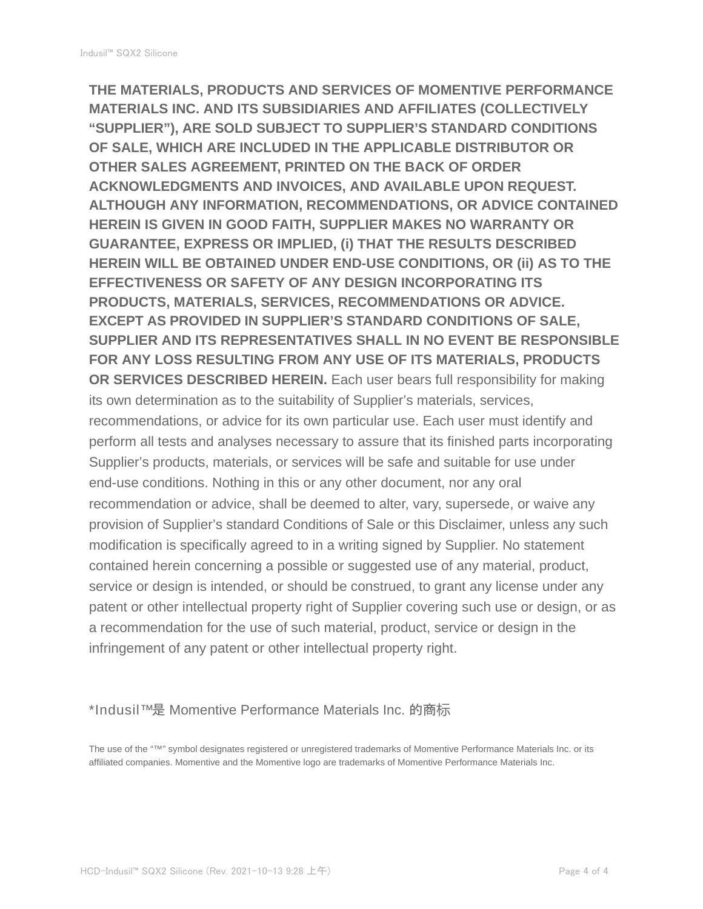**THE MATERIALS, PRODUCTS AND SERVICES OF MOMENTIVE PERFORMANCE MATERIALS INC. AND ITS SUBSIDIARIES AND AFFILIATES (COLLECTIVELY “SUPPLIER”), ARE SOLD SUBJECT TO SUPPLIER’S STANDARD CONDITIONS OF SALE, WHICH ARE INCLUDED IN THE APPLICABLE DISTRIBUTOR OR OTHER SALES AGREEMENT, PRINTED ON THE BACK OF ORDER ACKNOWLEDGMENTS AND INVOICES, AND AVAILABLE UPON REQUEST. ALTHOUGH ANY INFORMATION, RECOMMENDATIONS, OR ADVICE CONTAINED HEREIN IS GIVEN IN GOOD FAITH, SUPPLIER MAKES NO WARRANTY OR GUARANTEE, EXPRESS OR IMPLIED, (i) THAT THE RESULTS DESCRIBED HEREIN WILL BE OBTAINED UNDER END-USE CONDITIONS, OR (ii) AS TO THE EFFECTIVENESS OR SAFETY OF ANY DESIGN INCORPORATING ITS PRODUCTS, MATERIALS, SERVICES, RECOMMENDATIONS OR ADVICE. EXCEPT AS PROVIDED IN SUPPLIER’S STANDARD CONDITIONS OF SALE, SUPPLIER AND ITS REPRESENTATIVES SHALL IN NO EVENT BE RESPONSIBLE FOR ANY LOSS RESULTING FROM ANY USE OF ITS MATERIALS, PRODUCTS OR SERVICES DESCRIBED HEREIN.** Each user bears full responsibility for making its own determination as to the suitability of Supplier’s materials, services, recommendations, or advice for its own particular use. Each user must identify and perform all tests and analyses necessary to assure that its finished parts incorporating Supplier’s products, materials, or services will be safe and suitable for use under end-use conditions. Nothing in this or any other document, nor any oral recommendation or advice, shall be deemed to alter, vary, supersede, or waive any provision of Supplier’s standard Conditions of Sale or this Disclaimer, unless any such modification is specifically agreed to in a writing signed by Supplier. No statement contained herein concerning a possible or suggested use of any material, product, service or design is intended, or should be construed, to grant any license under any patent or other intellectual property right of Supplier covering such use or design, or as a recommendation for the use of such material, product, service or design in the infringement of any patent or other intellectual property right.

*Indusil™是 Momentive Performance Materials Inc. 的商标

The use of the “™” symbol designates registered or unregistered trademarks of Momentive Performance Materials Inc. or its affiliated companies. Momentive and the Momentive logo are trademarks of Momentive Performance Materials Inc.